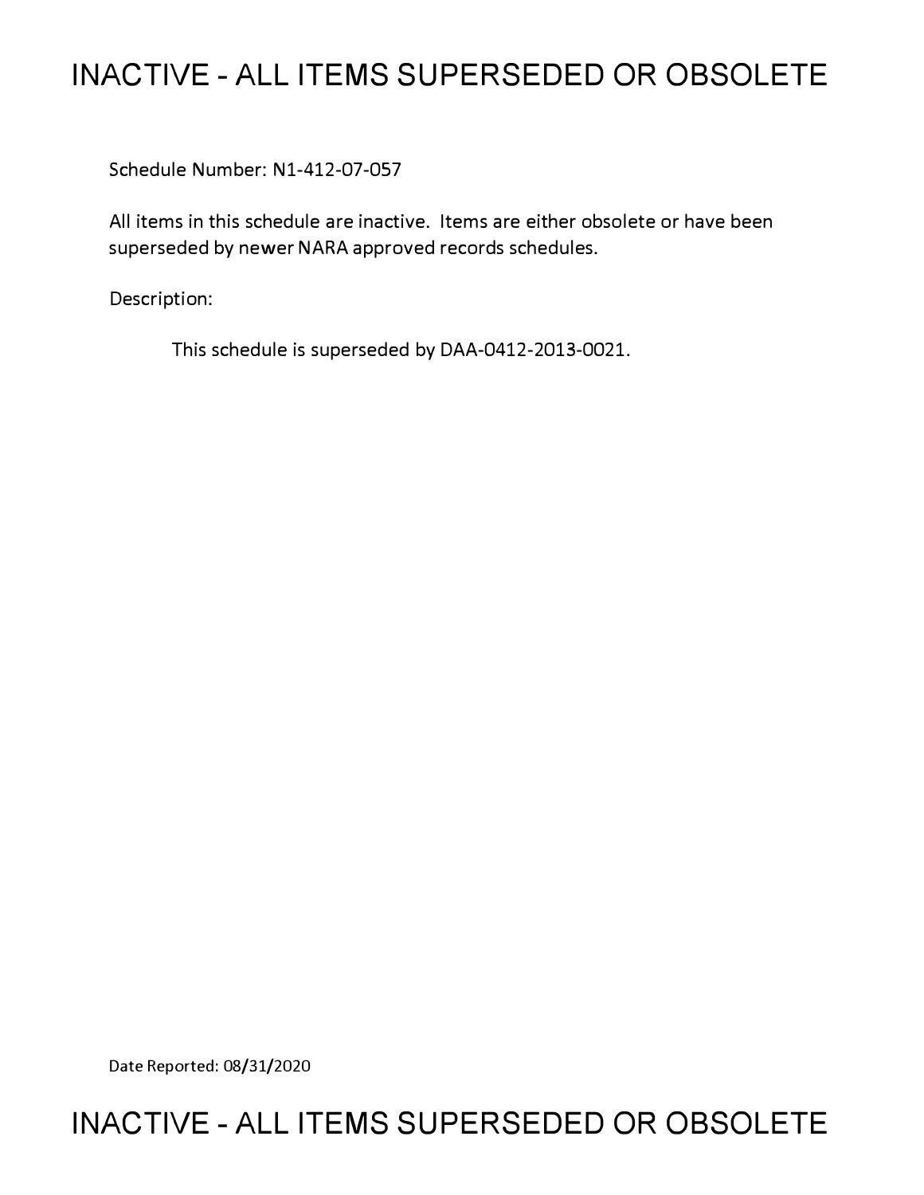# INACTIVE - ALL ITEMS SUPERSEDED OR OBSOLETE

Schedule Number: N1-412-07-057

All items in this schedule are inactive. Items are either obsolete or have been superseded by newer NARA approved records schedules.

Description:

This schedule is superseded by DAA-0412-2013-0021.

Date Reported: 08/31/2020

# INACTIVE - ALL ITEMS SUPERSEDED OR OBSOLETE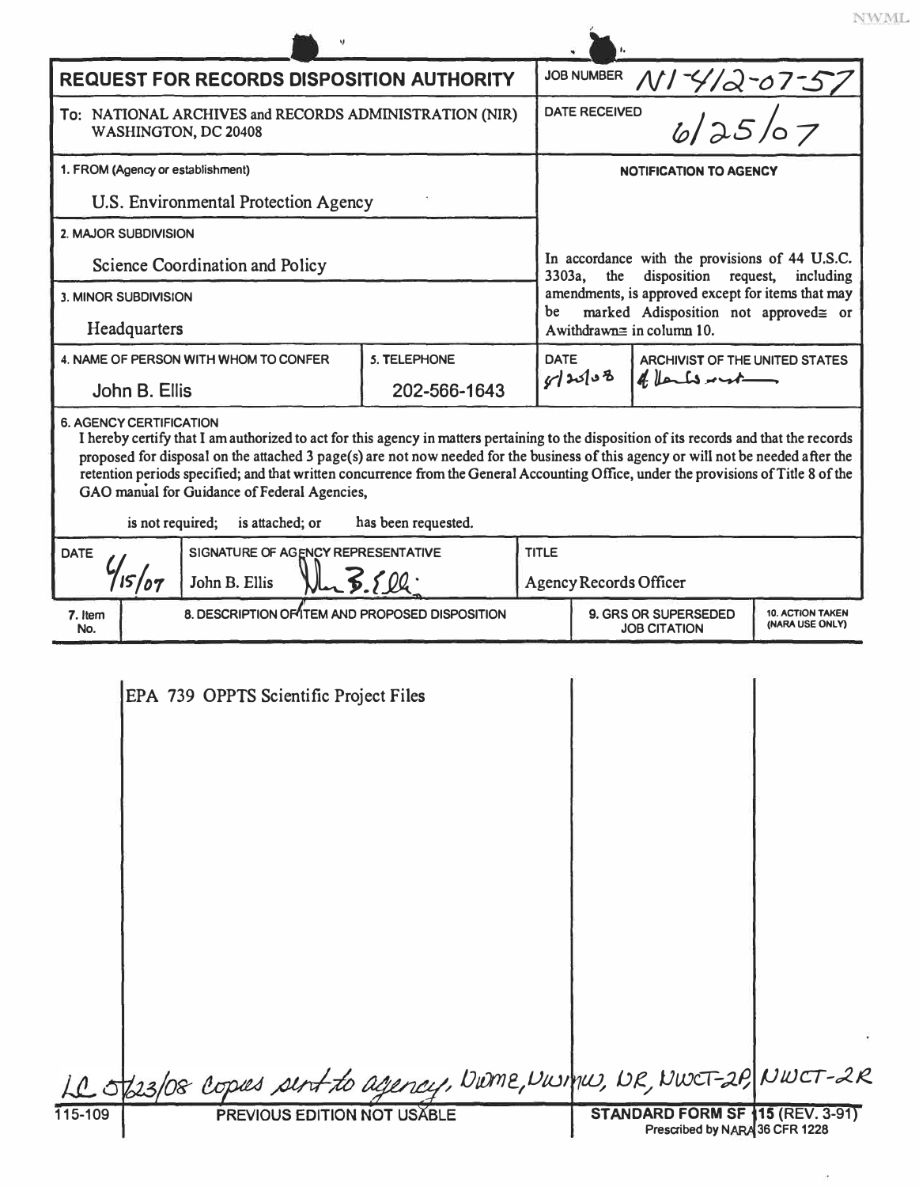NWML

# REQUEST FOR RECORDS DISPOSITION AUTHORITY

| | |
|---|---|
| **REQUEST FOR RECORDS DISPOSITION AUTHORITY** | JOB NUMBER N1-412-07-57 |
| To: NATIONAL ARCHIVES and RECORDS ADMINISTRATION (NIR) WASHINGTON, DC 20408 | DATE RECEIVED 6/25/07 |
| 1. FROM (Agency or establishment) U.S. Environmental Protection Agency | NOTIFICATION TO AGENCY |
| 2. MAJOR SUBDIVISION Science Coordination and Policy | In accordance with the provisions of 44 U.S.C. 3303a, the disposition request, including amendments, is approved except for items that may be marked Adisposition not approved≅ or Awithdrawn≅ in column 10. |
| 3. MINOR SUBDIVISION Headquarters | |

| 4. NAME OF PERSON WITH WHOM TO CONFER | 5. TELEPHONE | DATE | ARCHIVIST OF THE UNITED STATES |
|---|---|---|---|
| John B. Ellis | 202-566-1643 | 8/20/08 | [signature] |

**6. AGENCY CERTIFICATION**

I hereby certify that I am authorized to act for this agency in matters pertaining to the disposition of its records and that the records proposed for disposal on the attached 3 page(s) are not now needed for the business of this agency or will not be needed after the retention periods specified; and that written concurrence from the General Accounting Office, under the provisions of Title 8 of the GAO manual for Guidance of Federal Agencies,

is not required; is attached; or has been requested.

| DATE | SIGNATURE OF AGENCY REPRESENTATIVE | TITLE |
|---|---|---|
| 4/15/07 | John B. Ellis [signature] | Agency Records Officer |

| 7. Item No. | 8. DESCRIPTION OF ITEM AND PROPOSED DISPOSITION | 9. GRS OR SUPERSEDED JOB CITATION | 10. ACTION TAKEN (NARA USE ONLY) |
|---|---|---|---|
| | EPA 739 OPPTS Scientific Project Files | | |

LC 8/23/08 copies sent to agency, NWME, NWMW, NR, NWCT-2P, NWCT-2R

115-109 PREVIOUS EDITION NOT USABLE

STANDARD FORM SF 115 (REV. 3-91) Prescribed by NARA 36 CFR 1228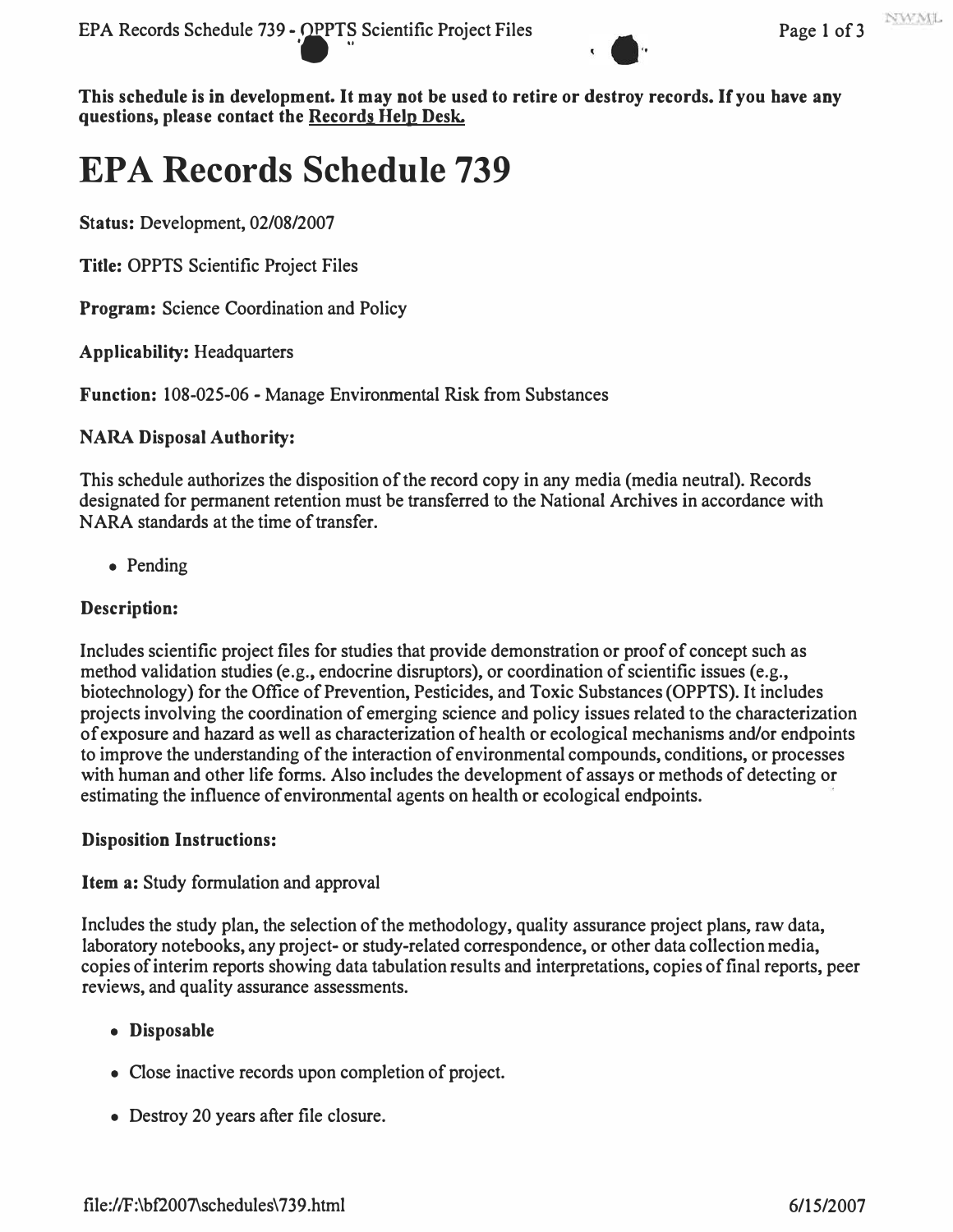**This schedule is in development. It may not be used to retire or destroy records. If you have any questions, please contact the Records Help Desk.**

# EPA Records Schedule 739

**Status:** Development, 02/08/2007

**Title:** OPPTS Scientific Project Files

**Program:** Science Coordination and Policy

**Applicability:** Headquarters

**Function:** 108-025-06 - Manage Environmental Risk from Substances

**NARA Disposal Authority:**

This schedule authorizes the disposition of the record copy in any media (media neutral). Records designated for permanent retention must be transferred to the National Archives in accordance with NARA standards at the time of transfer.

- Pending

**Description:**

Includes scientific project files for studies that provide demonstration or proof of concept such as method validation studies (e.g., endocrine disruptors), or coordination of scientific issues (e.g., biotechnology) for the Office of Prevention, Pesticides, and Toxic Substances (OPPTS). It includes projects involving the coordination of emerging science and policy issues related to the characterization of exposure and hazard as well as characterization of health or ecological mechanisms and/or endpoints to improve the understanding of the interaction of environmental compounds, conditions, or processes with human and other life forms. Also includes the development of assays or methods of detecting or estimating the influence of environmental agents on health or ecological endpoints.

**Disposition Instructions:**

**Item a:** Study formulation and approval

Includes the study plan, the selection of the methodology, quality assurance project plans, raw data, laboratory notebooks, any project- or study-related correspondence, or other data collection media, copies of interim reports showing data tabulation results and interpretations, copies of final reports, peer reviews, and quality assurance assessments.

- **Disposable**
- Close inactive records upon completion of project.
- Destroy 20 years after file closure.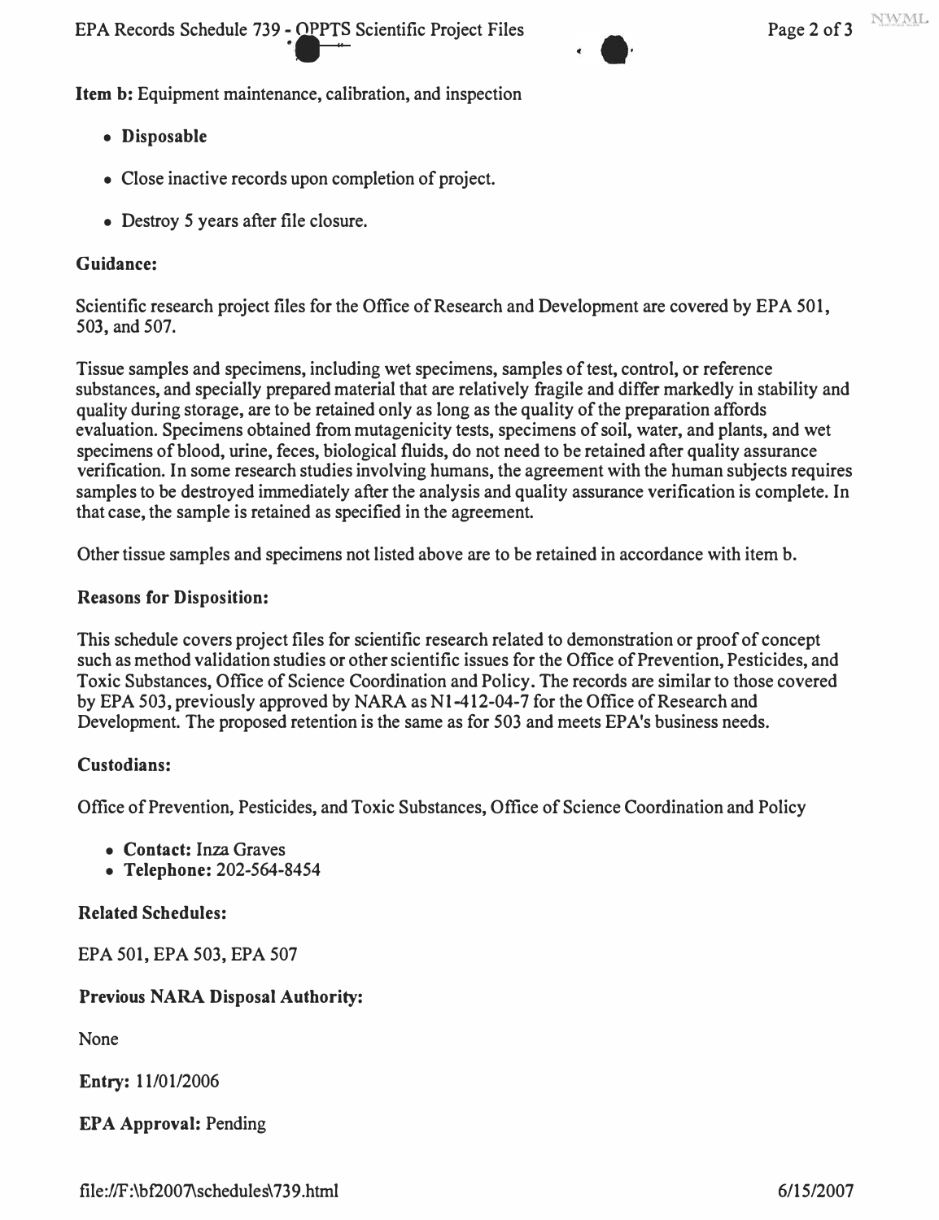**Item b:** Equipment maintenance, calibration, and inspection

- **Disposable**
- Close inactive records upon completion of project.
- Destroy 5 years after file closure.

**Guidance:**

Scientific research project files for the Office of Research and Development are covered by EPA 501, 503, and 507.

Tissue samples and specimens, including wet specimens, samples of test, control, or reference substances, and specially prepared material that are relatively fragile and differ markedly in stability and quality during storage, are to be retained only as long as the quality of the preparation affords evaluation. Specimens obtained from mutagenicity tests, specimens of soil, water, and plants, and wet specimens of blood, urine, feces, biological fluids, do not need to be retained after quality assurance verification. In some research studies involving humans, the agreement with the human subjects requires samples to be destroyed immediately after the analysis and quality assurance verification is complete. In that case, the sample is retained as specified in the agreement.

Other tissue samples and specimens not listed above are to be retained in accordance with item b.

**Reasons for Disposition:**

This schedule covers project files for scientific research related to demonstration or proof of concept such as method validation studies or other scientific issues for the Office of Prevention, Pesticides, and Toxic Substances, Office of Science Coordination and Policy. The records are similar to those covered by EPA 503, previously approved by NARA as N1-412-04-7 for the Office of Research and Development. The proposed retention is the same as for 503 and meets EPA's business needs.

**Custodians:**

Office of Prevention, Pesticides, and Toxic Substances, Office of Science Coordination and Policy

- **Contact:** Inza Graves
- **Telephone:** 202-564-8454

**Related Schedules:**

EPA 501, EPA 503, EPA 507

**Previous NARA Disposal Authority:**

None

**Entry:** 11/01/2006

**EPA Approval:** Pending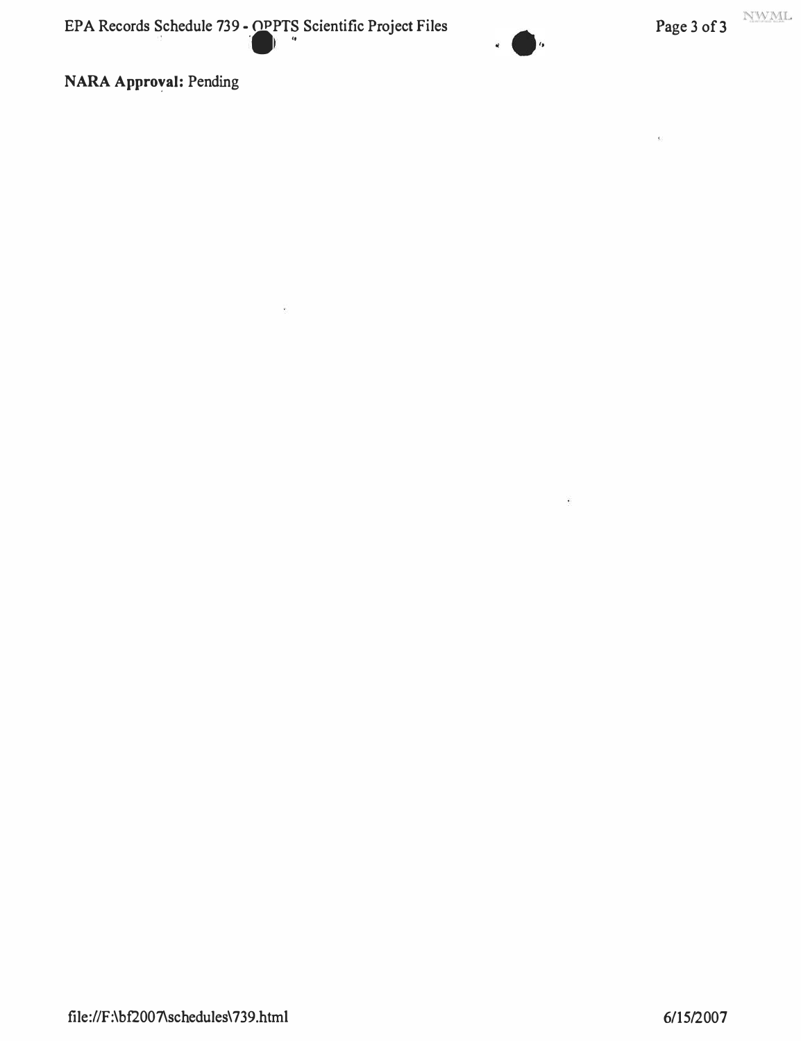**NARA Approval:** Pending